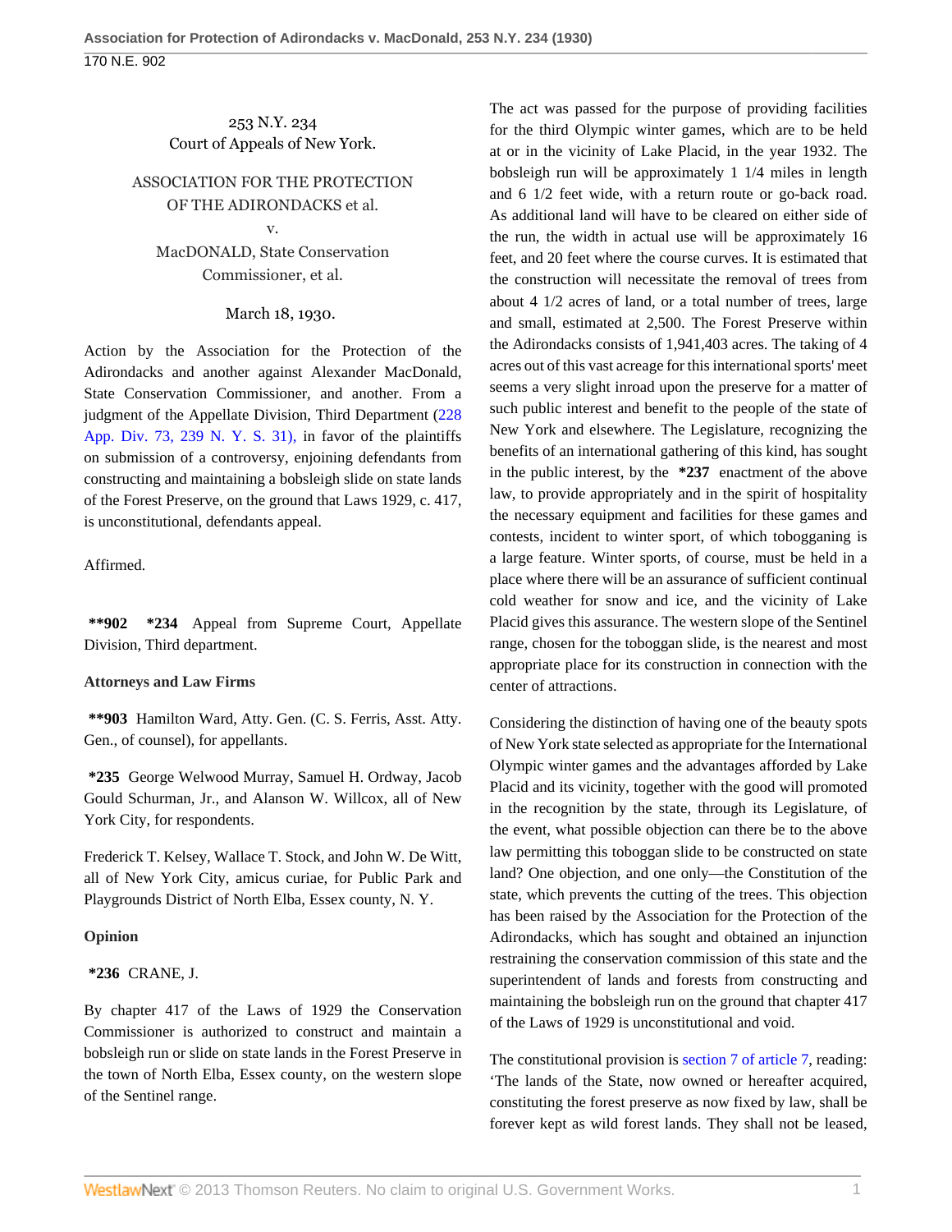253 N.Y. 234
Court of Appeals of New York.

ASSOCIATION FOR THE PROTECTION OF THE ADIRONDACKS et al.
v.
MacDONALD, State Conservation Commissioner, et al.

March 18, 1930.

Action by the Association for the Protection of the Adirondacks and another against Alexander MacDonald, State Conservation Commissioner, and another. From a judgment of the Appellate Division, Third Department (228 App. Div. 73, 239 N. Y. S. 31), in favor of the plaintiffs on submission of a controversy, enjoining defendants from constructing and maintaining a bobsleigh slide on state lands of the Forest Preserve, on the ground that Laws 1929, c. 417, is unconstitutional, defendants appeal.

Affirmed.

**\*\*902** **\*234** Appeal from Supreme Court, Appellate Division, Third department.

**Attorneys and Law Firms**

**\*\*903** Hamilton Ward, Atty. Gen. (C. S. Ferris, Asst. Atty. Gen., of counsel), for appellants.

**\*235** George Welwood Murray, Samuel H. Ordway, Jacob Gould Schurman, Jr., and Alanson W. Willcox, all of New York City, for respondents.

Frederick T. Kelsey, Wallace T. Stock, and John W. De Witt, all of New York City, amicus curiae, for Public Park and Playgrounds District of North Elba, Essex county, N. Y.

**Opinion**

**\*236** CRANE, J.

By chapter 417 of the Laws of 1929 the Conservation Commissioner is authorized to construct and maintain a bobsleigh run or slide on state lands in the Forest Preserve in the town of North Elba, Essex county, on the western slope of the Sentinel range.

The act was passed for the purpose of providing facilities for the third Olympic winter games, which are to be held at or in the vicinity of Lake Placid, in the year 1932. The bobsleigh run will be approximately 1 1/4 miles in length and 6 1/2 feet wide, with a return route or go-back road. As additional land will have to be cleared on either side of the run, the width in actual use will be approximately 16 feet, and 20 feet where the course curves. It is estimated that the construction will necessitate the removal of trees from about 4 1/2 acres of land, or a total number of trees, large and small, estimated at 2,500. The Forest Preserve within the Adirondacks consists of 1,941,403 acres. The taking of 4 acres out of this vast acreage for this international sports' meet seems a very slight inroad upon the preserve for a matter of such public interest and benefit to the people of the state of New York and elsewhere. The Legislature, recognizing the benefits of an international gathering of this kind, has sought in the public interest, by the **\*237** enactment of the above law, to provide appropriately and in the spirit of hospitality the necessary equipment and facilities for these games and contests, incident to winter sport, of which tobogganing is a large feature. Winter sports, of course, must be held in a place where there will be an assurance of sufficient continual cold weather for snow and ice, and the vicinity of Lake Placid gives this assurance. The western slope of the Sentinel range, chosen for the toboggan slide, is the nearest and most appropriate place for its construction in connection with the center of attractions.

Considering the distinction of having one of the beauty spots of New York state selected as appropriate for the International Olympic winter games and the advantages afforded by Lake Placid and its vicinity, together with the good will promoted in the recognition by the state, through its Legislature, of the event, what possible objection can there be to the above law permitting this toboggan slide to be constructed on state land? One objection, and one only—the Constitution of the state, which prevents the cutting of the trees. This objection has been raised by the Association for the Protection of the Adirondacks, which has sought and obtained an injunction restraining the conservation commission of this state and the superintendent of lands and forests from constructing and maintaining the bobsleigh run on the ground that chapter 417 of the Laws of 1929 is unconstitutional and void.

The constitutional provision is section 7 of article 7, reading: 'The lands of the State, now owned or hereafter acquired, constituting the forest preserve as now fixed by law, shall be forever kept as wild forest lands. They shall not be leased,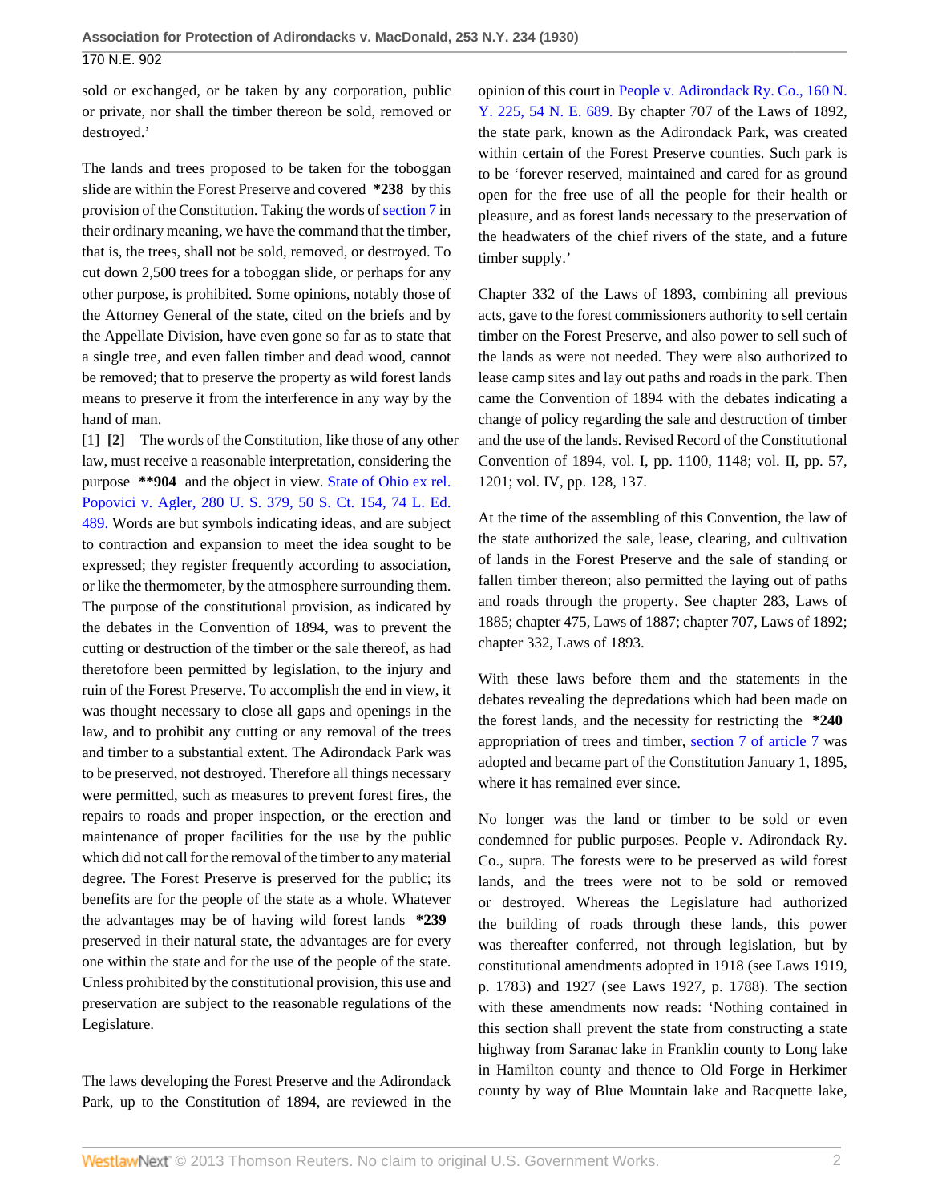sold or exchanged, or be taken by any corporation, public or private, nor shall the timber thereon be sold, removed or destroyed.'

The lands and trees proposed to be taken for the toboggan slide are within the Forest Preserve and covered **\*238** by this provision of the Constitution. Taking the words of section 7 in their ordinary meaning, we have the command that the timber, that is, the trees, shall not be sold, removed, or destroyed. To cut down 2,500 trees for a toboggan slide, or perhaps for any other purpose, is prohibited. Some opinions, notably those of the Attorney General of the state, cited on the briefs and by the Appellate Division, have even gone so far as to state that a single tree, and even fallen timber and dead wood, cannot be removed; that to preserve the property as wild forest lands means to preserve it from the interference in any way by the hand of man.

[1] **[2]** The words of the Constitution, like those of any other law, must receive a reasonable interpretation, considering the purpose **\*\*904** and the object in view. State of Ohio ex rel. Popovici v. Agler, 280 U. S. 379, 50 S. Ct. 154, 74 L. Ed. 489. Words are but symbols indicating ideas, and are subject to contraction and expansion to meet the idea sought to be expressed; they register frequently according to association, or like the thermometer, by the atmosphere surrounding them. The purpose of the constitutional provision, as indicated by the debates in the Convention of 1894, was to prevent the cutting or destruction of the timber or the sale thereof, as had theretofore been permitted by legislation, to the injury and ruin of the Forest Preserve. To accomplish the end in view, it was thought necessary to close all gaps and openings in the law, and to prohibit any cutting or any removal of the trees and timber to a substantial extent. The Adirondack Park was to be preserved, not destroyed. Therefore all things necessary were permitted, such as measures to prevent forest fires, the repairs to roads and proper inspection, or the erection and maintenance of proper facilities for the use by the public which did not call for the removal of the timber to any material degree. The Forest Preserve is preserved for the public; its benefits are for the people of the state as a whole. Whatever the advantages may be of having wild forest lands **\*239** preserved in their natural state, the advantages are for every one within the state and for the use of the people of the state. Unless prohibited by the constitutional provision, this use and preservation are subject to the reasonable regulations of the Legislature.

The laws developing the Forest Preserve and the Adirondack Park, up to the Constitution of 1894, are reviewed in the opinion of this court in People v. Adirondack Ry. Co., 160 N. Y. 225, 54 N. E. 689. By chapter 707 of the Laws of 1892, the state park, known as the Adirondack Park, was created within certain of the Forest Preserve counties. Such park is to be 'forever reserved, maintained and cared for as ground open for the free use of all the people for their health or pleasure, and as forest lands necessary to the preservation of the headwaters of the chief rivers of the state, and a future timber supply.'

Chapter 332 of the Laws of 1893, combining all previous acts, gave to the forest commissioners authority to sell certain timber on the Forest Preserve, and also power to sell such of the lands as were not needed. They were also authorized to lease camp sites and lay out paths and roads in the park. Then came the Convention of 1894 with the debates indicating a change of policy regarding the sale and destruction of timber and the use of the lands. Revised Record of the Constitutional Convention of 1894, vol. I, pp. 1100, 1148; vol. II, pp. 57, 1201; vol. IV, pp. 128, 137.

At the time of the assembling of this Convention, the law of the state authorized the sale, lease, clearing, and cultivation of lands in the Forest Preserve and the sale of standing or fallen timber thereon; also permitted the laying out of paths and roads through the property. See chapter 283, Laws of 1885; chapter 475, Laws of 1887; chapter 707, Laws of 1892; chapter 332, Laws of 1893.

With these laws before them and the statements in the debates revealing the depredations which had been made on the forest lands, and the necessity for restricting the **\*240** appropriation of trees and timber, section 7 of article 7 was adopted and became part of the Constitution January 1, 1895, where it has remained ever since.

No longer was the land or timber to be sold or even condemned for public purposes. People v. Adirondack Ry. Co., supra. The forests were to be preserved as wild forest lands, and the trees were not to be sold or removed or destroyed. Whereas the Legislature had authorized the building of roads through these lands, this power was thereafter conferred, not through legislation, but by constitutional amendments adopted in 1918 (see Laws 1919, p. 1783) and 1927 (see Laws 1927, p. 1788). The section with these amendments now reads: 'Nothing contained in this section shall prevent the state from constructing a state highway from Saranac lake in Franklin county to Long lake in Hamilton county and thence to Old Forge in Herkimer county by way of Blue Mountain lake and Racquette lake,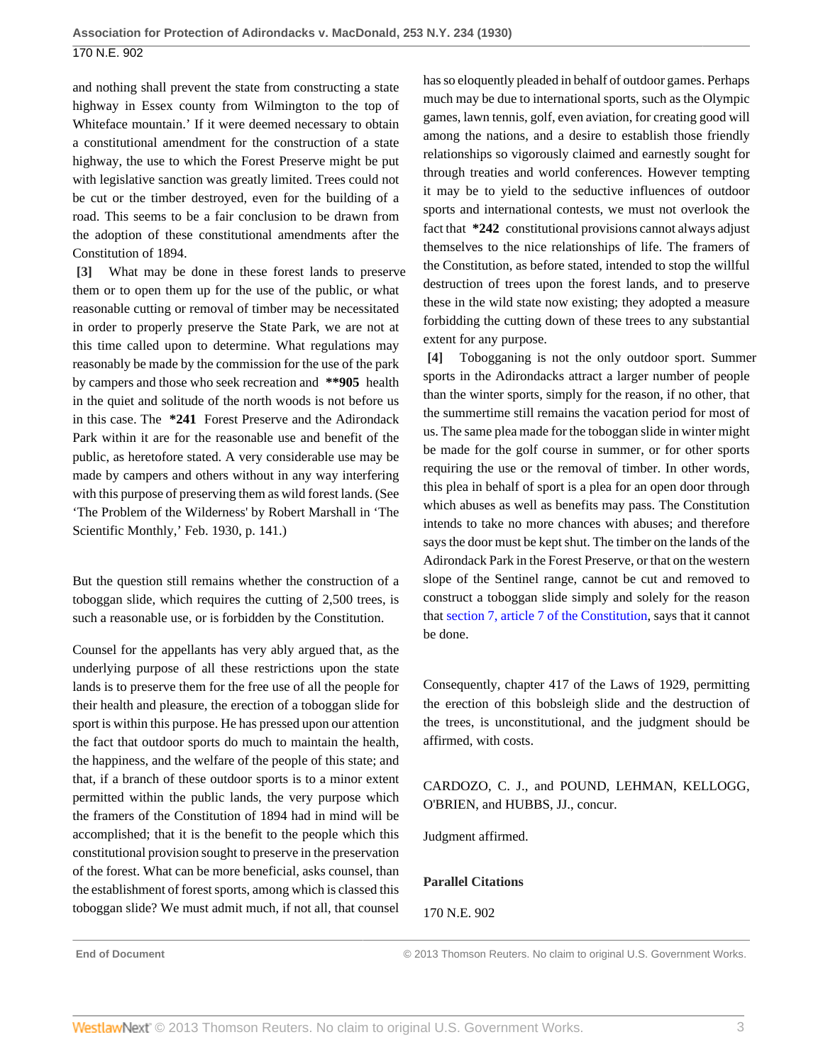and nothing shall prevent the state from constructing a state highway in Essex county from Wilmington to the top of Whiteface mountain.' If it were deemed necessary to obtain a constitutional amendment for the construction of a state highway, the use to which the Forest Preserve might be put with legislative sanction was greatly limited. Trees could not be cut or the timber destroyed, even for the building of a road. This seems to be a fair conclusion to be drawn from the adoption of these constitutional amendments after the Constitution of 1894.

**[3]** What may be done in these forest lands to preserve them or to open them up for the use of the public, or what reasonable cutting or removal of timber may be necessitated in order to properly preserve the State Park, we are not at this time called upon to determine. What regulations may reasonably be made by the commission for the use of the park by campers and those who seek recreation and **\*\*905** health in the quiet and solitude of the north woods is not before us in this case. The **\*241** Forest Preserve and the Adirondack Park within it are for the reasonable use and benefit of the public, as heretofore stated. A very considerable use may be made by campers and others without in any way interfering with this purpose of preserving them as wild forest lands. (See 'The Problem of the Wilderness' by Robert Marshall in 'The Scientific Monthly,' Feb. 1930, p. 141.)

But the question still remains whether the construction of a toboggan slide, which requires the cutting of 2,500 trees, is such a reasonable use, or is forbidden by the Constitution.

Counsel for the appellants has very ably argued that, as the underlying purpose of all these restrictions upon the state lands is to preserve them for the free use of all the people for their health and pleasure, the erection of a toboggan slide for sport is within this purpose. He has pressed upon our attention the fact that outdoor sports do much to maintain the health, the happiness, and the welfare of the people of this state; and that, if a branch of these outdoor sports is to a minor extent permitted within the public lands, the very purpose which the framers of the Constitution of 1894 had in mind will be accomplished; that it is the benefit to the people which this constitutional provision sought to preserve in the preservation of the forest. What can be more beneficial, asks counsel, than the establishment of forest sports, among which is classed this toboggan slide? We must admit much, if not all, that counsel has so eloquently pleaded in behalf of outdoor games. Perhaps much may be due to international sports, such as the Olympic games, lawn tennis, golf, even aviation, for creating good will among the nations, and a desire to establish those friendly relationships so vigorously claimed and earnestly sought for through treaties and world conferences. However tempting it may be to yield to the seductive influences of outdoor sports and international contests, we must not overlook the fact that **\*242** constitutional provisions cannot always adjust themselves to the nice relationships of life. The framers of the Constitution, as before stated, intended to stop the willful destruction of trees upon the forest lands, and to preserve these in the wild state now existing; they adopted a measure forbidding the cutting down of these trees to any substantial extent for any purpose.

**[4]** Tobogganing is not the only outdoor sport. Summer sports in the Adirondacks attract a larger number of people than the winter sports, simply for the reason, if no other, that the summertime still remains the vacation period for most of us. The same plea made for the toboggan slide in winter might be made for the golf course in summer, or for other sports requiring the use or the removal of timber. In other words, this plea in behalf of sport is a plea for an open door through which abuses as well as benefits may pass. The Constitution intends to take no more chances with abuses; and therefore says the door must be kept shut. The timber on the lands of the Adirondack Park in the Forest Preserve, or that on the western slope of the Sentinel range, cannot be cut and removed to construct a toboggan slide simply and solely for the reason that section 7, article 7 of the Constitution, says that it cannot be done.

Consequently, chapter 417 of the Laws of 1929, permitting the erection of this bobsleigh slide and the destruction of the trees, is unconstitutional, and the judgment should be affirmed, with costs.

CARDOZO, C. J., and POUND, LEHMAN, KELLOGG, O'BRIEN, and HUBBS, JJ., concur.

Judgment affirmed.

**Parallel Citations**

170 N.E. 902